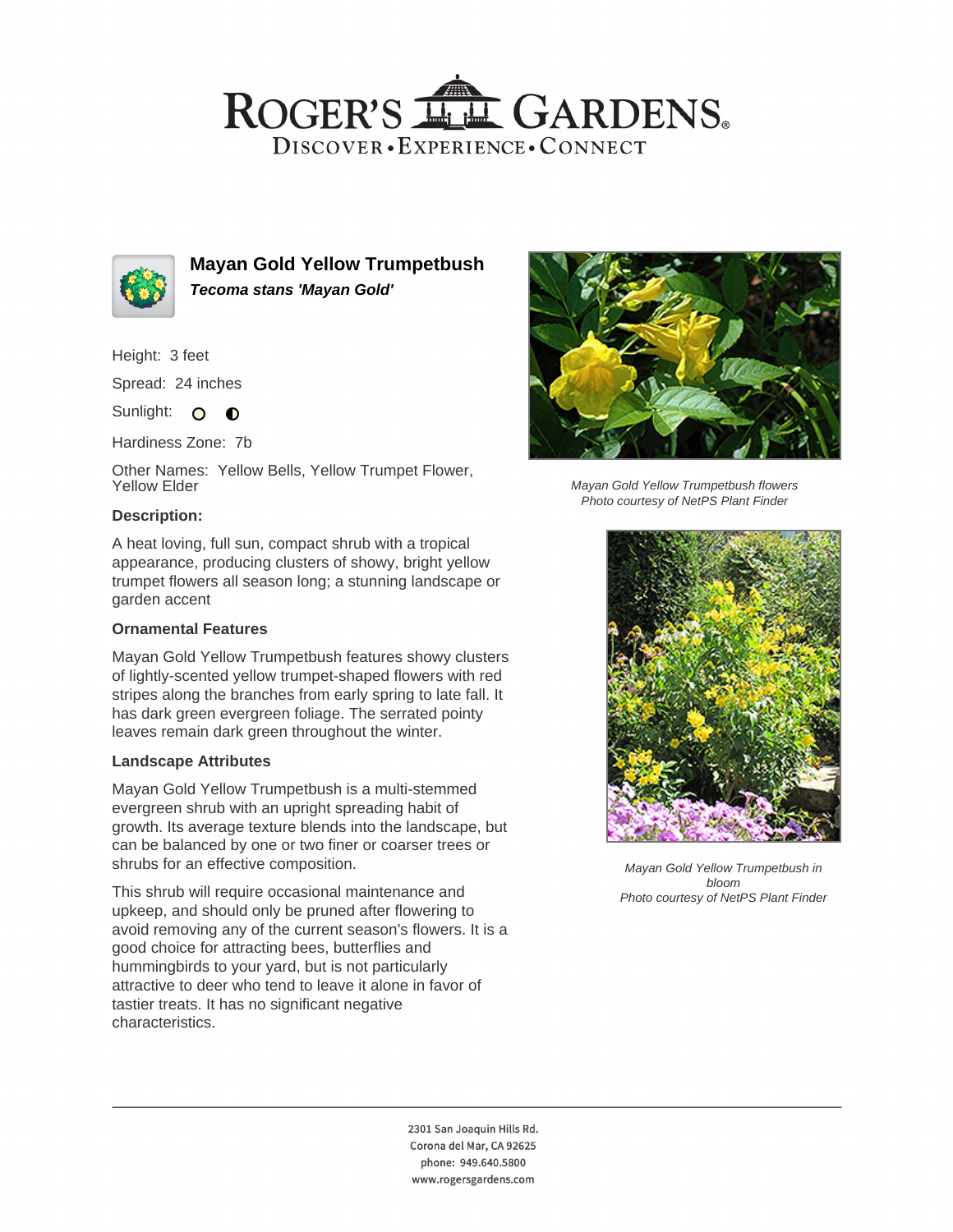# ROGER'S GARDENS

DISCOVER • EXPERIENCE • CONNECT

## Mayan Gold Yellow Trumpetbush

***Tecoma stans 'Mayan Gold'***

Height: 3 feet

Spread: 24 inches

Sunlight:

Hardiness Zone: 7b

Other Names: Yellow Bells, Yellow Trumpet Flower, Yellow Elder

### Description:

A heat loving, full sun, compact shrub with a tropical appearance, producing clusters of showy, bright yellow trumpet flowers all season long; a stunning landscape or garden accent

### Ornamental Features

Mayan Gold Yellow Trumpetbush features showy clusters of lightly-scented yellow trumpet-shaped flowers with red stripes along the branches from early spring to late fall. It has dark green evergreen foliage. The serrated pointy leaves remain dark green throughout the winter.

### Landscape Attributes

Mayan Gold Yellow Trumpetbush is a multi-stemmed evergreen shrub with an upright spreading habit of growth. Its average texture blends into the landscape, but can be balanced by one or two finer or coarser trees or shrubs for an effective composition.

This shrub will require occasional maintenance and upkeep, and should only be pruned after flowering to avoid removing any of the current season's flowers. It is a good choice for attracting bees, butterflies and hummingbirds to your yard, but is not particularly attractive to deer who tend to leave it alone in favor of tastier treats. It has no significant negative characteristics.

*Mayan Gold Yellow Trumpetbush flowers*
*Photo courtesy of NetPS Plant Finder*

*Mayan Gold Yellow Trumpetbush in bloom*
*Photo courtesy of NetPS Plant Finder*

2301 San Joaquin Hills Rd.
Corona del Mar, CA 92625
phone: 949.640.5800
www.rogersgardens.com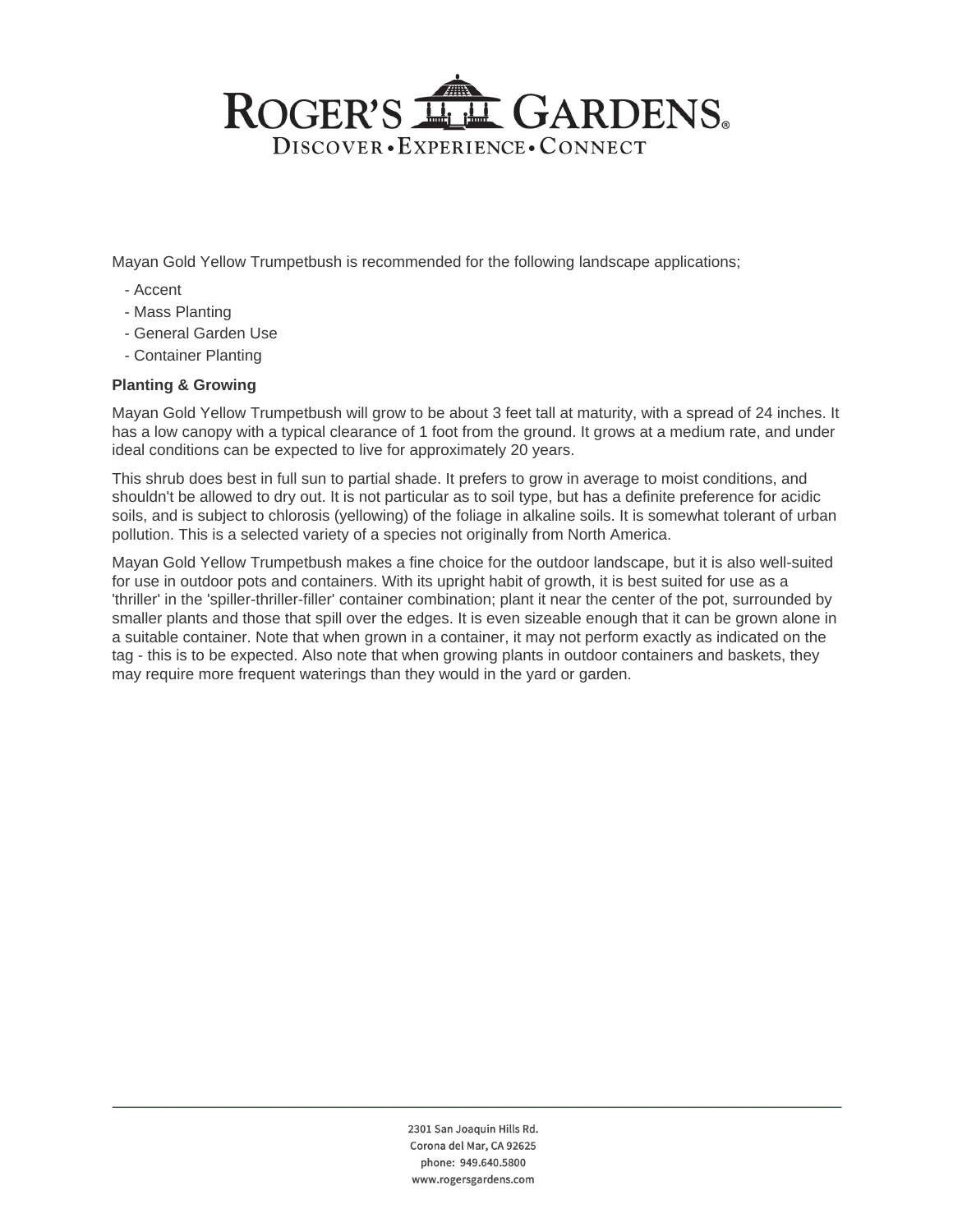Mayan Gold Yellow Trumpetbush is recommended for the following landscape applications;

- Accent
- Mass Planting
- General Garden Use
- Container Planting

**Planting & Growing**

Mayan Gold Yellow Trumpetbush will grow to be about 3 feet tall at maturity, with a spread of 24 inches. It has a low canopy with a typical clearance of 1 foot from the ground. It grows at a medium rate, and under ideal conditions can be expected to live for approximately 20 years.

This shrub does best in full sun to partial shade. It prefers to grow in average to moist conditions, and shouldn't be allowed to dry out. It is not particular as to soil type, but has a definite preference for acidic soils, and is subject to chlorosis (yellowing) of the foliage in alkaline soils. It is somewhat tolerant of urban pollution. This is a selected variety of a species not originally from North America.

Mayan Gold Yellow Trumpetbush makes a fine choice for the outdoor landscape, but it is also well-suited for use in outdoor pots and containers. With its upright habit of growth, it is best suited for use as a 'thriller' in the 'spiller-thriller-filler' container combination; plant it near the center of the pot, surrounded by smaller plants and those that spill over the edges. It is even sizeable enough that it can be grown alone in a suitable container. Note that when grown in a container, it may not perform exactly as indicated on the tag - this is to be expected. Also note that when growing plants in outdoor containers and baskets, they may require more frequent waterings than they would in the yard or garden.